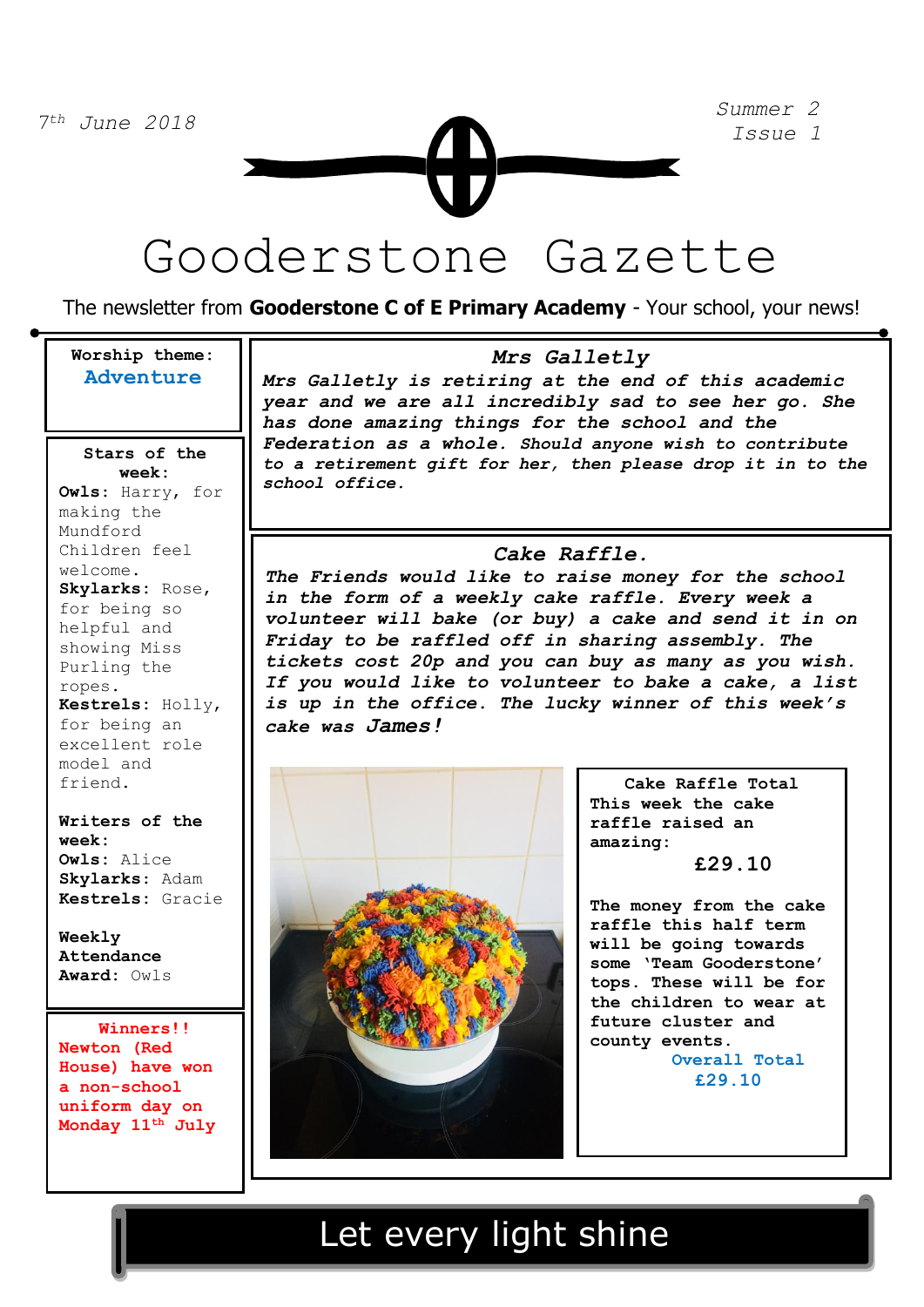7th June 2018

Summer 2
Issue 1

# Gooderstone Gazette

The newsletter from **Gooderstone C of E Primary Academy** - Your school, your news!

**Worship theme:**
Adventure

**Stars of the week:**
**Owls:** Harry, for making the Mundford Children feel welcome.
**Skylarks:** Rose, for being so helpful and showing Miss Purling the ropes.
**Kestrels:** Holly, for being an excellent role model and friend.

**Writers of the week:**
**Owls:** Alice
**Skylarks:** Adam
**Kestrels:** Gracie

**Weekly Attendance Award:** Owls

**Winners!!**
**Newton (Red House) have won a non-school uniform day on Monday 11th July**

## *Mrs Galletly*

***Mrs Galletly is retiring at the end of this academic year and we are all incredibly sad to see her go. She has done amazing things for the school and the Federation as a whole. Should anyone wish to contribute to a retirement gift for her, then please drop it in to the school office.***

## *Cake Raffle.*

***The Friends would like to raise money for the school in the form of a weekly cake raffle. Every week a volunteer will bake (or buy) a cake and send it in on Friday to be raffled off in sharing assembly. The tickets cost 20p and you can buy as many as you wish. If you would like to volunteer to bake a cake, a list is up in the office. The lucky winner of this week's cake was James!***

**Cake Raffle Total**
**This week the cake raffle raised an amazing:**
**£29.10**

**The money from the cake raffle this half term will be going towards some 'Team Gooderstone' tops. These will be for the children to wear at future cluster and county events.**

**Overall Total**
**£29.10**

Let every light shine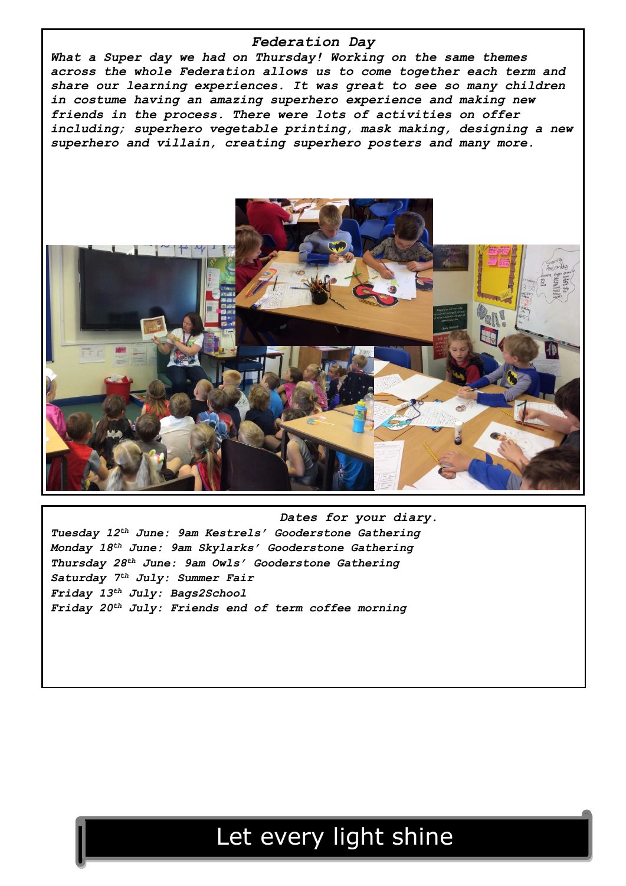## *Federation Day*

***What a Super day we had on Thursday! Working on the same themes across the whole Federation allows us to come together each term and share our learning experiences. It was great to see so many children in costume having an amazing superhero experience and making new friends in the process. There were lots of activities on offer including; superhero vegetable printing, mask making, designing a new superhero and villain, creating superhero posters and many more.***

## *Dates for your diary.*

***Tuesday 12th June: 9am Kestrels' Gooderstone Gathering***
***Monday 18th June: 9am Skylarks' Gooderstone Gathering***
***Thursday 28th June: 9am Owls' Gooderstone Gathering***
***Saturday 7th July: Summer Fair***
***Friday 13th July: Bags2School***
***Friday 20th July: Friends end of term coffee morning***

Let every light shine